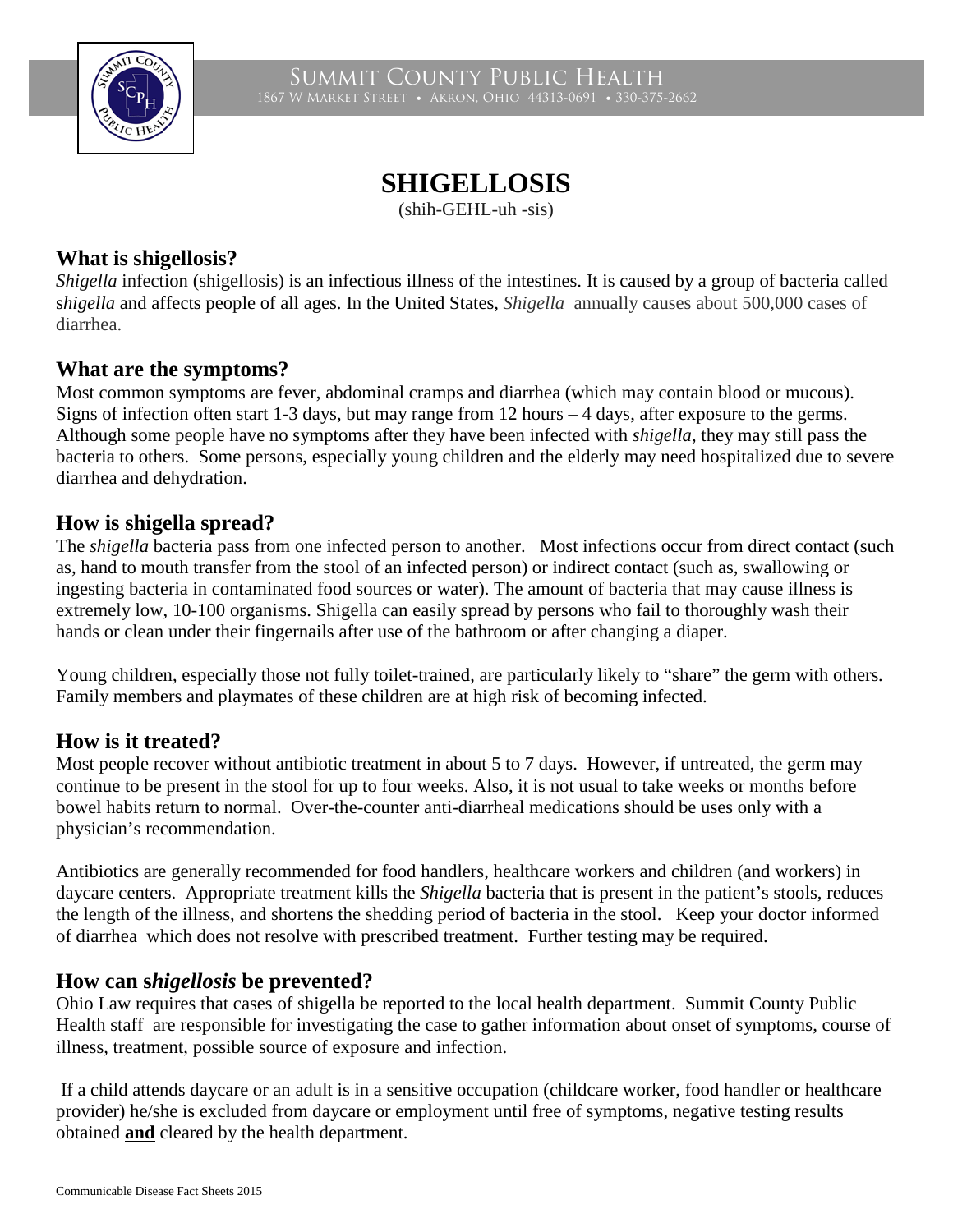# SHIGELLOSIS

(shih-GEHL-uh -sis)

## What is shigellosis?

*Shigella* infection (shigellosis) is an infectious illness of the intestines. It is caused by a group of bacteria called s*higella* and affects people of all ages. In the United States, *Shigella* annually causes about 500,000 cases of diarrhea.

## What are the symptoms?

Most common symptoms are fever, abdominal cramps and diarrhea (which may contain blood or mucous). Signs of infection often start 1-3 days, but may range from 12 hours – 4 days, after exposure to the germs. Although some people have no symptoms after they have been infected with *shigella*, they may still pass the bacteria to others. Some persons, especially young children and the elderly may need hospitalized due to severe diarrhea and dehydration.

## How is shigella spread?

The *shigella* bacteria pass from one infected person to another. Most infections occur from direct contact (such as, hand to mouth transfer from the stool of an infected person) or indirect contact (such as, swallowing or ingesting bacteria in contaminated food sources or water). The amount of bacteria that may cause illness is extremely low, 10-100 organisms. Shigella can easily spread by persons who fail to thoroughly wash their hands or clean under their fingernails after use of the bathroom or after changing a diaper.

Young children, especially those not fully toilet-trained, are particularly likely to "share" the germ with others. Family members and playmates of these children are at high risk of becoming infected.

## How is it treated?

Most people recover without antibiotic treatment in about 5 to 7 days. However, if untreated, the germ may continue to be present in the stool for up to four weeks. Also, it is not usual to take weeks or months before bowel habits return to normal. Over-the-counter anti-diarrheal medications should be uses only with a physician's recommendation.

Antibiotics are generally recommended for food handlers, healthcare workers and children (and workers) in daycare centers. Appropriate treatment kills the *Shigella* bacteria that is present in the patient's stools, reduces the length of the illness, and shortens the shedding period of bacteria in the stool. Keep your doctor informed of diarrhea which does not resolve with prescribed treatment. Further testing may be required.

## How can s*higellosis* be prevented?

Ohio Law requires that cases of shigella be reported to the local health department. Summit County Public Health staff are responsible for investigating the case to gather information about onset of symptoms, course of illness, treatment, possible source of exposure and infection.

If a child attends daycare or an adult is in a sensitive occupation (childcare worker, food handler or healthcare provider) he/she is excluded from daycare or employment until free of symptoms, negative testing results obtained **and** cleared by the health department.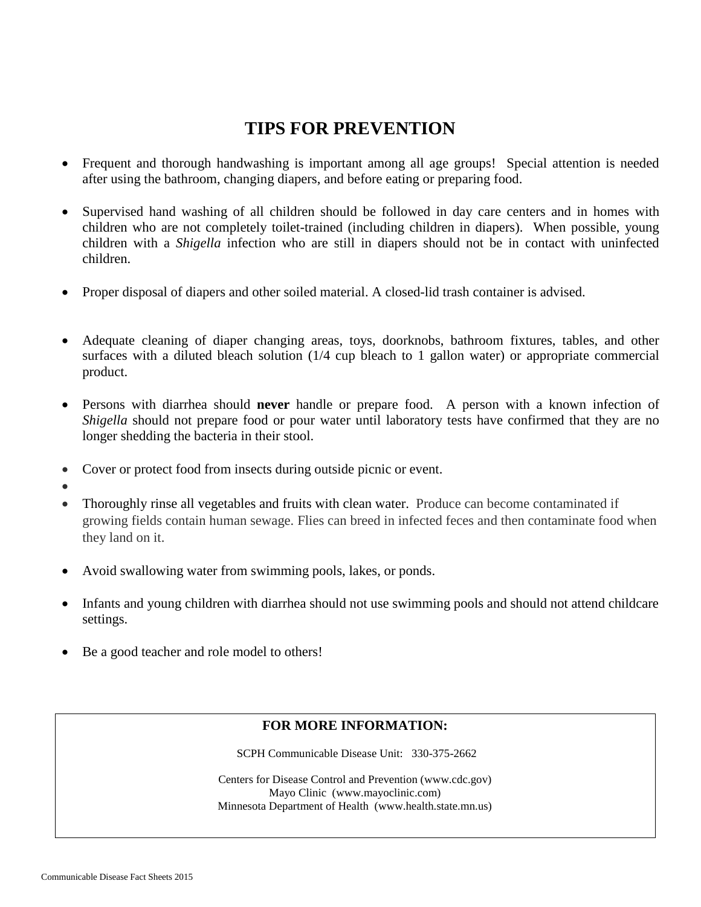## TIPS FOR PREVENTION

- Frequent and thorough handwashing is important among all age groups! Special attention is needed after using the bathroom, changing diapers, and before eating or preparing food.
- Supervised hand washing of all children should be followed in day care centers and in homes with children who are not completely toilet-trained (including children in diapers). When possible, young children with a *Shigella* infection who are still in diapers should not be in contact with uninfected children.
- Proper disposal of diapers and other soiled material. A closed-lid trash container is advised.
- Adequate cleaning of diaper changing areas, toys, doorknobs, bathroom fixtures, tables, and other surfaces with a diluted bleach solution (1/4 cup bleach to 1 gallon water) or appropriate commercial product.
- Persons with diarrhea should **never** handle or prepare food. A person with a known infection of *Shigella* should not prepare food or pour water until laboratory tests have confirmed that they are no longer shedding the bacteria in their stool.
- Cover or protect food from insects during outside picnic or event.
- Thoroughly rinse all vegetables and fruits with clean water. Produce can become contaminated if growing fields contain human sewage. Flies can breed in infected feces and then contaminate food when they land on it.
- Avoid swallowing water from swimming pools, lakes, or ponds.
- Infants and young children with diarrhea should not use swimming pools and should not attend childcare settings.
- Be a good teacher and role model to others!

**FOR MORE INFORMATION:**

SCPH Communicable Disease Unit: 330-375-2662

Centers for Disease Control and Prevention (www.cdc.gov)
Mayo Clinic (www.mayoclinic.com)
Minnesota Department of Health (www.health.state.mn.us)